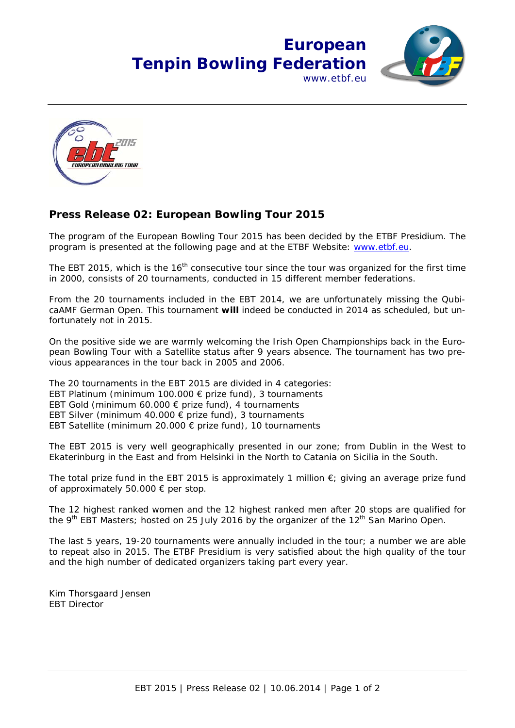European
Tenpin Bowling Federation
www.etbf.eu

## Press Release 02: European Bowling Tour 2015

The program of the European Bowling Tour 2015 has been decided by the ETBF Presidium. The program is presented at the following page and at the ETBF Website: [www.etbf.eu](http://www.etbf.eu).

The EBT 2015, which is the 16th consecutive tour since the tour was organized for the first time in 2000, consists of 20 tournaments, conducted in 15 different member federations.

From the 20 tournaments included in the EBT 2014, we are unfortunately missing the QubicaAMF German Open. This tournament **will** indeed be conducted in 2014 as scheduled, but unfortunately not in 2015.

On the positive side we are warmly welcoming the Irish Open Championships back in the European Bowling Tour with a Satellite status after 9 years absence. The tournament has two previous appearances in the tour back in 2005 and 2006.

The 20 tournaments in the EBT 2015 are divided in 4 categories:
EBT Platinum (minimum 100.000 € prize fund), 3 tournaments
EBT Gold (minimum 60.000 € prize fund), 4 tournaments
EBT Silver (minimum 40.000 € prize fund), 3 tournaments
EBT Satellite (minimum 20.000 € prize fund), 10 tournaments

The EBT 2015 is very well geographically presented in our zone; from Dublin in the West to Ekaterinburg in the East and from Helsinki in the North to Catania on Sicilia in the South.

The total prize fund in the EBT 2015 is approximately 1 million €; giving an average prize fund of approximately 50.000 € per stop.

The 12 highest ranked women and the 12 highest ranked men after 20 stops are qualified for the 9th EBT Masters; hosted on 25 July 2016 by the organizer of the 12th San Marino Open.

The last 5 years, 19-20 tournaments were annually included in the tour; a number we are able to repeat also in 2015. The ETBF Presidium is very satisfied about the high quality of the tour and the high number of dedicated organizers taking part every year.

Kim Thorsgaard Jensen
EBT Director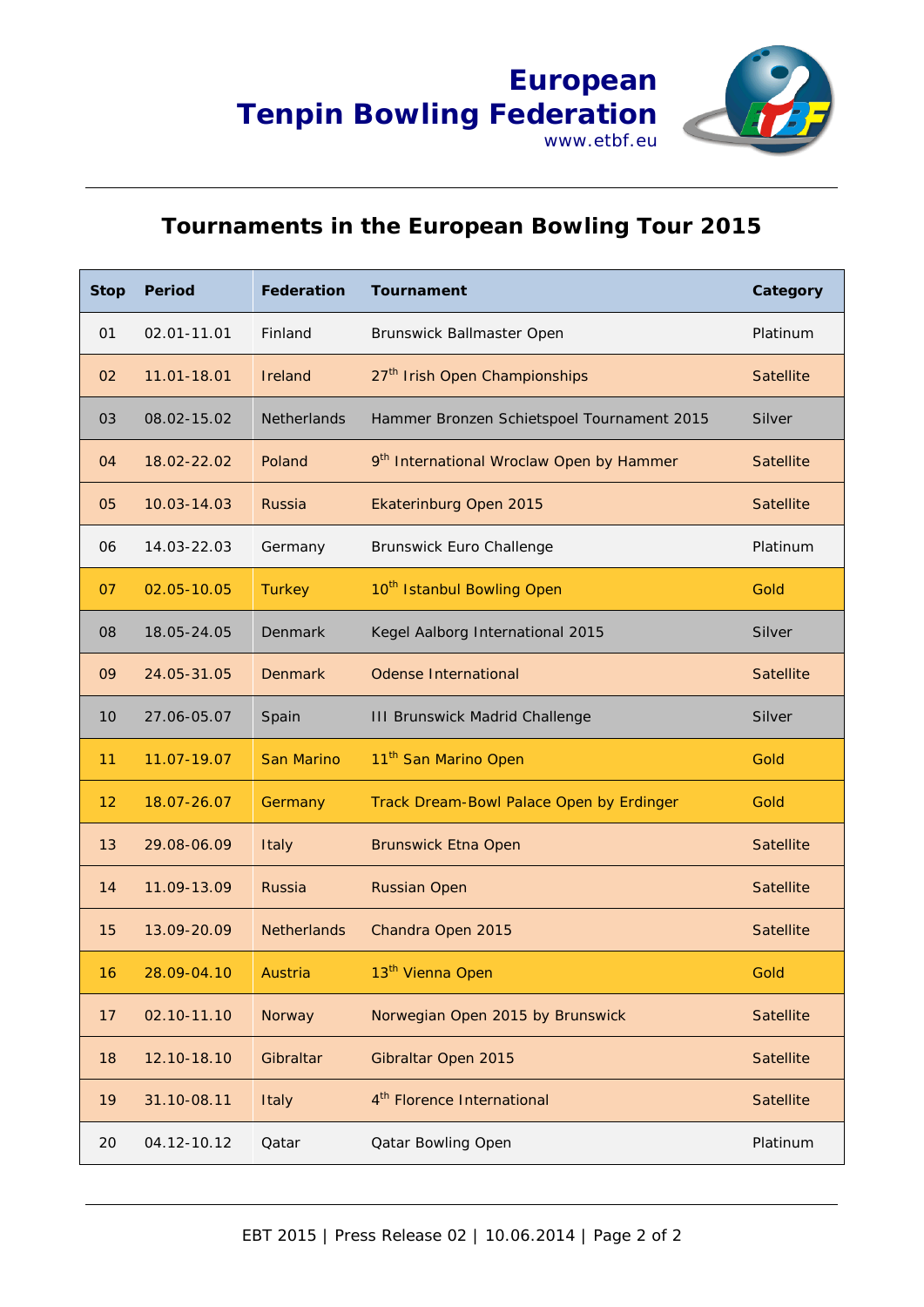European
Tenpin Bowling Federation
www.etbf.eu

## Tournaments in the European Bowling Tour 2015

| Stop | Period | Federation | Tournament | Category |
|---|---|---|---|---|
| 01 | 02.01-11.01 | Finland | Brunswick Ballmaster Open | Platinum |
| 02 | 11.01-18.01 | Ireland | 27th Irish Open Championships | Satellite |
| 03 | 08.02-15.02 | Netherlands | Hammer Bronzen Schietspoel Tournament 2015 | Silver |
| 04 | 18.02-22.02 | Poland | 9th International Wroclaw Open by Hammer | Satellite |
| 05 | 10.03-14.03 | Russia | Ekaterinburg Open 2015 | Satellite |
| 06 | 14.03-22.03 | Germany | Brunswick Euro Challenge | Platinum |
| 07 | 02.05-10.05 | Turkey | 10th Istanbul Bowling Open | Gold |
| 08 | 18.05-24.05 | Denmark | Kegel Aalborg International 2015 | Silver |
| 09 | 24.05-31.05 | Denmark | Odense International | Satellite |
| 10 | 27.06-05.07 | Spain | III Brunswick Madrid Challenge | Silver |
| 11 | 11.07-19.07 | San Marino | 11th San Marino Open | Gold |
| 12 | 18.07-26.07 | Germany | Track Dream-Bowl Palace Open by Erdinger | Gold |
| 13 | 29.08-06.09 | Italy | Brunswick Etna Open | Satellite |
| 14 | 11.09-13.09 | Russia | Russian Open | Satellite |
| 15 | 13.09-20.09 | Netherlands | Chandra Open 2015 | Satellite |
| 16 | 28.09-04.10 | Austria | 13th Vienna Open | Gold |
| 17 | 02.10-11.10 | Norway | Norwegian Open 2015 by Brunswick | Satellite |
| 18 | 12.10-18.10 | Gibraltar | Gibraltar Open 2015 | Satellite |
| 19 | 31.10-08.11 | Italy | 4th Florence International | Satellite |
| 20 | 04.12-10.12 | Qatar | Qatar Bowling Open | Platinum |